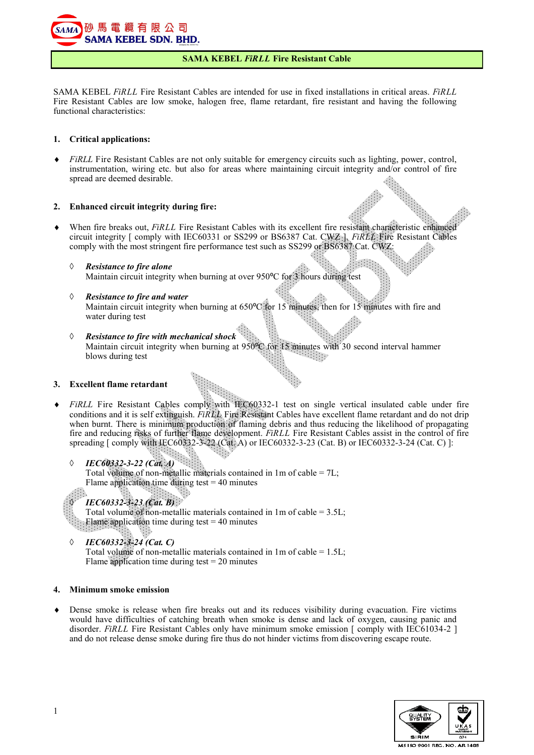砂馬電纜有限公司
SAMA KEBEL SDN. BHD.

# SAMA KEBEL *FiRLL* Fire Resistant Cable

SAMA KEBEL *FiRLL* Fire Resistant Cables are intended for use in fixed installations in critical areas. *FiRLL* Fire Resistant Cables are low smoke, halogen free, flame retardant, fire resistant and having the following functional characteristics:

## 1. Critical applications:

- *FiRLL* Fire Resistant Cables are not only suitable for emergency circuits such as lighting, power, control, instrumentation, wiring etc. but also for areas where maintaining circuit integrity and/or control of fire spread are deemed desirable.

## 2. Enhanced circuit integrity during fire:

- When fire breaks out, *FiRLL* Fire Resistant Cables with its excellent fire resistant characteristic enhanced circuit integrity [ comply with IEC60331 or SS299 or BS6387 Cat. CWZ ]. *FiRLL* Fire Resistant Cables comply with the most stringent fire performance test such as SS299 or BS6387 Cat. CWZ:

  ◊ ***Resistance to fire alone***
  Maintain circuit integrity when burning at over 950ºC for 3 hours during test

  ◊ ***Resistance to fire and water***
  Maintain circuit integrity when burning at 650ºC for 15 minutes, then for 15 minutes with fire and water during test

  ◊ ***Resistance to fire with mechanical shock***
  Maintain circuit integrity when burning at 950ºC for 15 minutes with 30 second interval hammer blows during test

## 3. Excellent flame retardant

- *FiRLL* Fire Resistant Cables comply with IEC60332-1 test on single vertical insulated cable under fire conditions and it is self extinguish. *FiRLL* Fire Resistant Cables have excellent flame retardant and do not drip when burnt. There is minimum production of flaming debris and thus reducing the likelihood of propagating fire and reducing risks of further flame development. *FiRLL* Fire Resistant Cables assist in the control of fire spreading [ comply with IEC60332-3-22 (Cat. A) or IEC60332-3-23 (Cat. B) or IEC60332-3-24 (Cat. C) ]:

  ◊ ***IEC60332-3-22 (Cat. A)***
  Total volume of non-metallic materials contained in 1m of cable = 7L;
  Flame application time during test = 40 minutes

  ◊ ***IEC60332-3-23 (Cat. B)***
  Total volume of non-metallic materials contained in 1m of cable = 3.5L;
  Flame application time during test = 40 minutes

  ◊ ***IEC60332-3-24 (Cat. C)***
  Total volume of non-metallic materials contained in 1m of cable = 1.5L;
  Flame application time during test = 20 minutes

## 4. Minimum smoke emission

- Dense smoke is release when fire breaks out and its reduces visibility during evacuation. Fire victims would have difficulties of catching breath when smoke is dense and lack of oxygen, causing panic and disorder. *FiRLL* Fire Resistant Cables only have minimum smoke emission [ comply with IEC61034-2 ] and do not release dense smoke during fire thus do not hinder victims from discovering escape route.

MS ISO 9001 REG. NO. AR 1485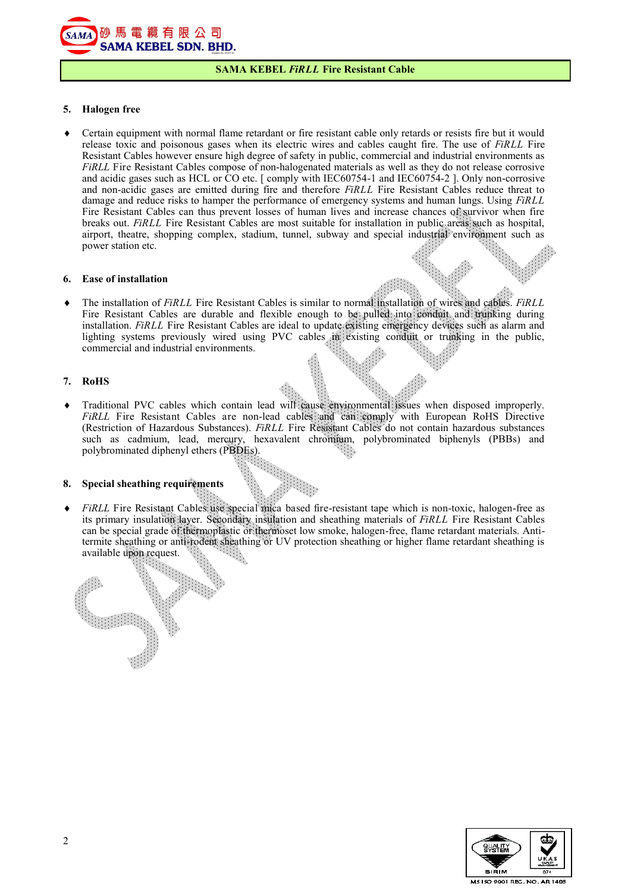## 5. Halogen free

- Certain equipment with normal flame retardant or fire resistant cable only retards or resists fire but it would release toxic and poisonous gases when its electric wires and cables caught fire. The use of *FiRLL* Fire Resistant Cables however ensure high degree of safety in public, commercial and industrial environments as *FiRLL* Fire Resistant Cables compose of non-halogenated materials as well as they do not release corrosive and acidic gases such as HCL or CO etc. [ comply with IEC60754-1 and IEC60754-2 ]. Only non-corrosive and non-acidic gases are emitted during fire and therefore *FiRLL* Fire Resistant Cables reduce threat to damage and reduce risks to hamper the performance of emergency systems and human lungs. Using *FiRLL* Fire Resistant Cables can thus prevent losses of human lives and increase chances of survivor when fire breaks out. *FiRLL* Fire Resistant Cables are most suitable for installation in public areas such as hospital, airport, theatre, shopping complex, stadium, tunnel, subway and special industrial environment such as power station etc.

## 6. Ease of installation

- The installation of *FiRLL* Fire Resistant Cables is similar to normal installation of wires and cables. *FiRLL* Fire Resistant Cables are durable and flexible enough to be pulled into conduit and trunking during installation. *FiRLL* Fire Resistant Cables are ideal to update existing emergency devices such as alarm and lighting systems previously wired using PVC cables in existing conduit or trunking in the public, commercial and industrial environments.

## 7. RoHS

- Traditional PVC cables which contain lead will cause environmental issues when disposed improperly. *FiRLL* Fire Resistant Cables are non-lead cables and can comply with European RoHS Directive (Restriction of Hazardous Substances). *FiRLL* Fire Resistant Cables do not contain hazardous substances such as cadmium, lead, mercury, hexavalent chromium, polybrominated biphenyls (PBBs) and polybrominated diphenyl ethers (PBDEs).

## 8. Special sheathing requirements

- *FiRLL* Fire Resistant Cables use special mica based fire-resistant tape which is non-toxic, halogen-free as its primary insulation layer. Secondary insulation and sheathing materials of *FiRLL* Fire Resistant Cables can be special grade of thermoplastic or thermoset low smoke, halogen-free, flame retardant materials. Anti-termite sheathing or anti-rodent sheathing or UV protection sheathing or higher flame retardant sheathing is available upon request.